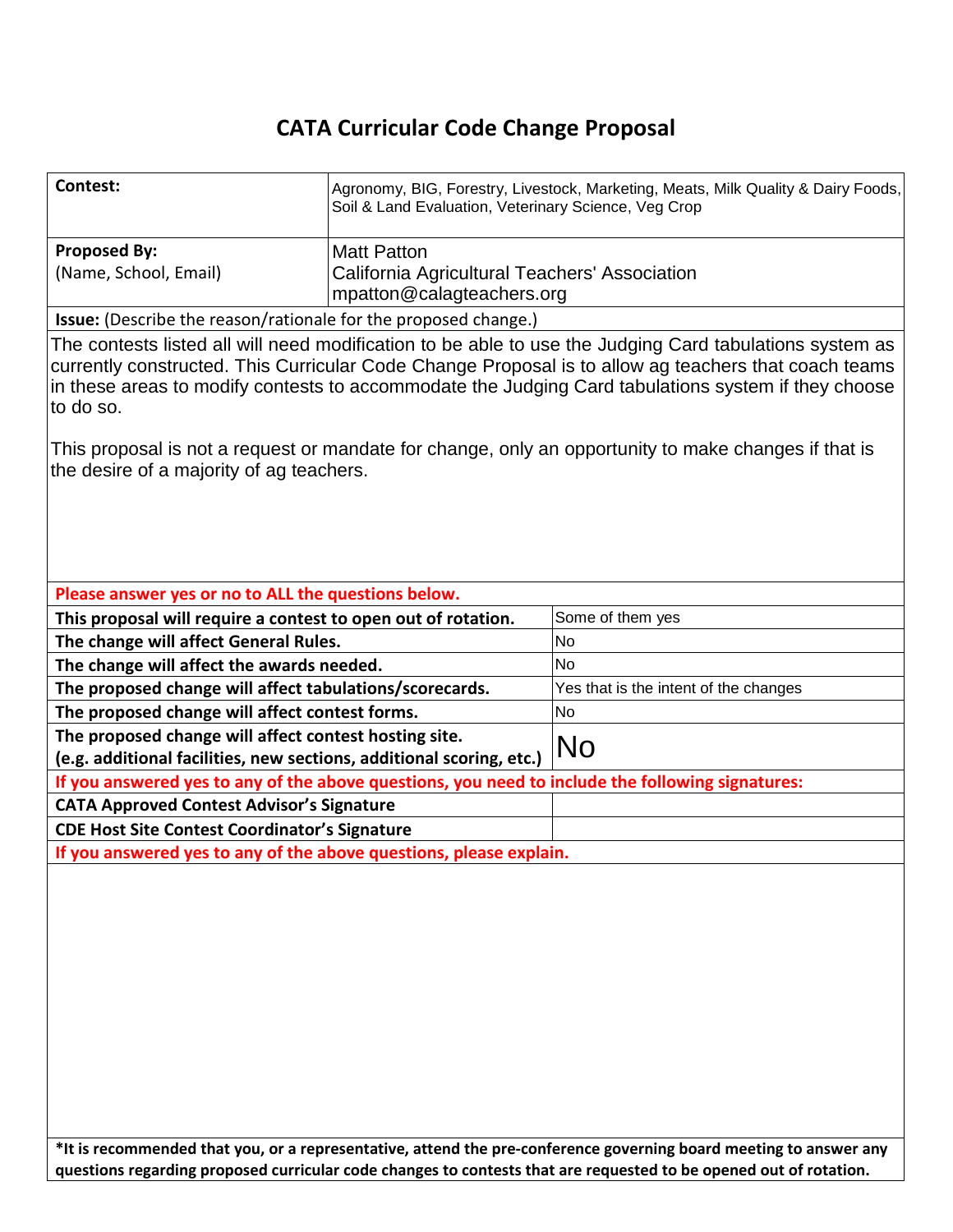# CATA Curricular Code Change Proposal

| **Contest:** | Agronomy, BIG, Forestry, Livestock, Marketing, Meats, Milk Quality & Dairy Foods, Soil & Land Evaluation, Veterinary Science, Veg Crop |
|---|---|
| **Proposed By:** (Name, School, Email) | Matt Patton<br>California Agricultural Teachers' Association<br>mpatton@calagteachers.org |

**Issue:** (Describe the reason/rationale for the proposed change.)

The contests listed all will need modification to be able to use the Judging Card tabulations system as currently constructed. This Curricular Code Change Proposal is to allow ag teachers that coach teams in these areas to modify contests to accommodate the Judging Card tabulations system if they choose to do so.

This proposal is not a request or mandate for change, only an opportunity to make changes if that is the desire of a majority of ag teachers.

**Please answer yes or no to ALL the questions below.**

| Question | Answer |
|---|---|
| **This proposal will require a contest to open out of rotation.** | Some of them yes |
| **The change will affect General Rules.** | No |
| **The change will affect the awards needed.** | No |
| **The proposed change will affect tabulations/scorecards.** | Yes that is the intent of the changes |
| **The proposed change will affect contest forms.** | No |
| **The proposed change will affect contest hosting site. (e.g. additional facilities, new sections, additional scoring, etc.)** | No |

**If you answered yes to any of the above questions, you need to include the following signatures:**

| | |
|---|---|
| **CATA Approved Contest Advisor's Signature** | |
| **CDE Host Site Contest Coordinator's Signature** | |

**If you answered yes to any of the above questions, please explain.**

**\*It is recommended that you, or a representative, attend the pre-conference governing board meeting to answer any questions regarding proposed curricular code changes to contests that are requested to be opened out of rotation.**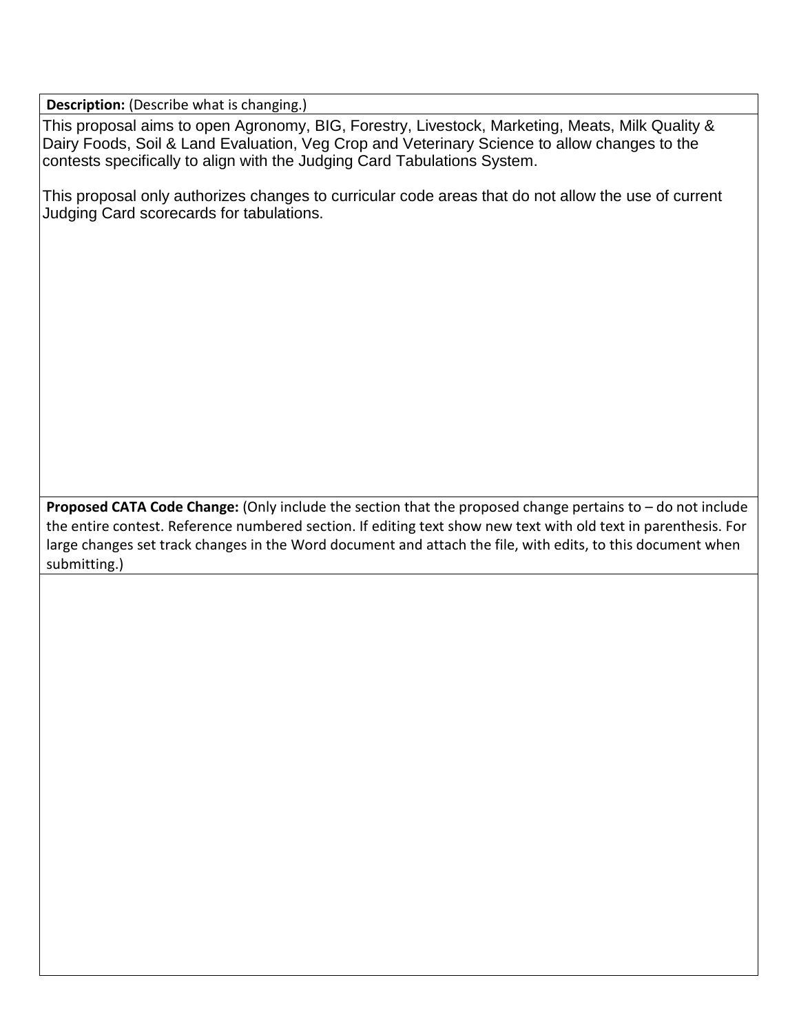**Description:** (Describe what is changing.)

This proposal aims to open Agronomy, BIG, Forestry, Livestock, Marketing, Meats, Milk Quality & Dairy Foods, Soil & Land Evaluation, Veg Crop and Veterinary Science to allow changes to the contests specifically to align with the Judging Card Tabulations System.

This proposal only authorizes changes to curricular code areas that do not allow the use of current Judging Card scorecards for tabulations.

**Proposed CATA Code Change:** (Only include the section that the proposed change pertains to – do not include the entire contest. Reference numbered section. If editing text show new text with old text in parenthesis. For large changes set track changes in the Word document and attach the file, with edits, to this document when submitting.)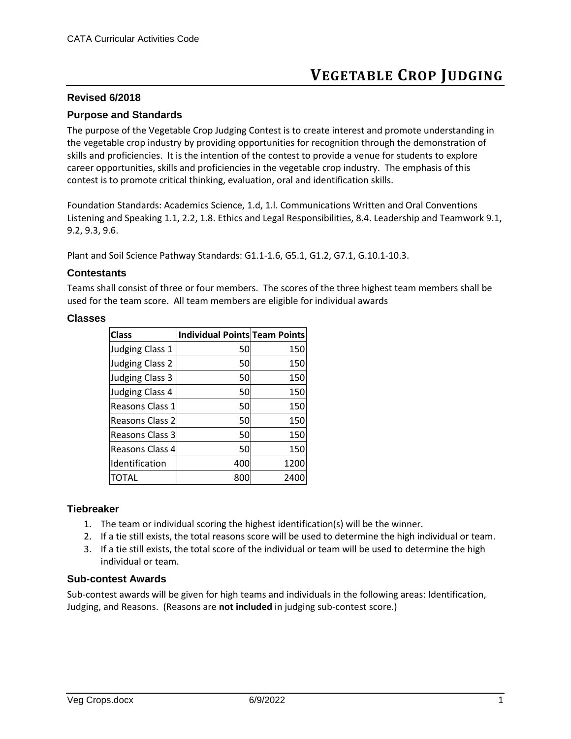# VEGETABLE CROP JUDGING

### Revised 6/2018

### Purpose and Standards

The purpose of the Vegetable Crop Judging Contest is to create interest and promote understanding in the vegetable crop industry by providing opportunities for recognition through the demonstration of skills and proficiencies. It is the intention of the contest to provide a venue for students to explore career opportunities, skills and proficiencies in the vegetable crop industry. The emphasis of this contest is to promote critical thinking, evaluation, oral and identification skills.

Foundation Standards: Academics Science, 1.d, 1.l. Communications Written and Oral Conventions Listening and Speaking 1.1, 2.2, 1.8. Ethics and Legal Responsibilities, 8.4. Leadership and Teamwork 9.1, 9.2, 9.3, 9.6.

Plant and Soil Science Pathway Standards: G1.1-1.6, G5.1, G1.2, G7.1, G.10.1-10.3.

### Contestants

Teams shall consist of three or four members. The scores of the three highest team members shall be used for the team score. All team members are eligible for individual awards

### Classes

| Class | Individual Points | Team Points |
|---|---|---|
| Judging Class 1 | 50 | 150 |
| Judging Class 2 | 50 | 150 |
| Judging Class 3 | 50 | 150 |
| Judging Class 4 | 50 | 150 |
| Reasons Class 1 | 50 | 150 |
| Reasons Class 2 | 50 | 150 |
| Reasons Class 3 | 50 | 150 |
| Reasons Class 4 | 50 | 150 |
| Identification | 400 | 1200 |
| TOTAL | 800 | 2400 |

### Tiebreaker

1. The team or individual scoring the highest identification(s) will be the winner.
2. If a tie still exists, the total reasons score will be used to determine the high individual or team.
3. If a tie still exists, the total score of the individual or team will be used to determine the high individual or team.

### Sub-contest Awards

Sub-contest awards will be given for high teams and individuals in the following areas: Identification, Judging, and Reasons. (Reasons are **not included** in judging sub-contest score.)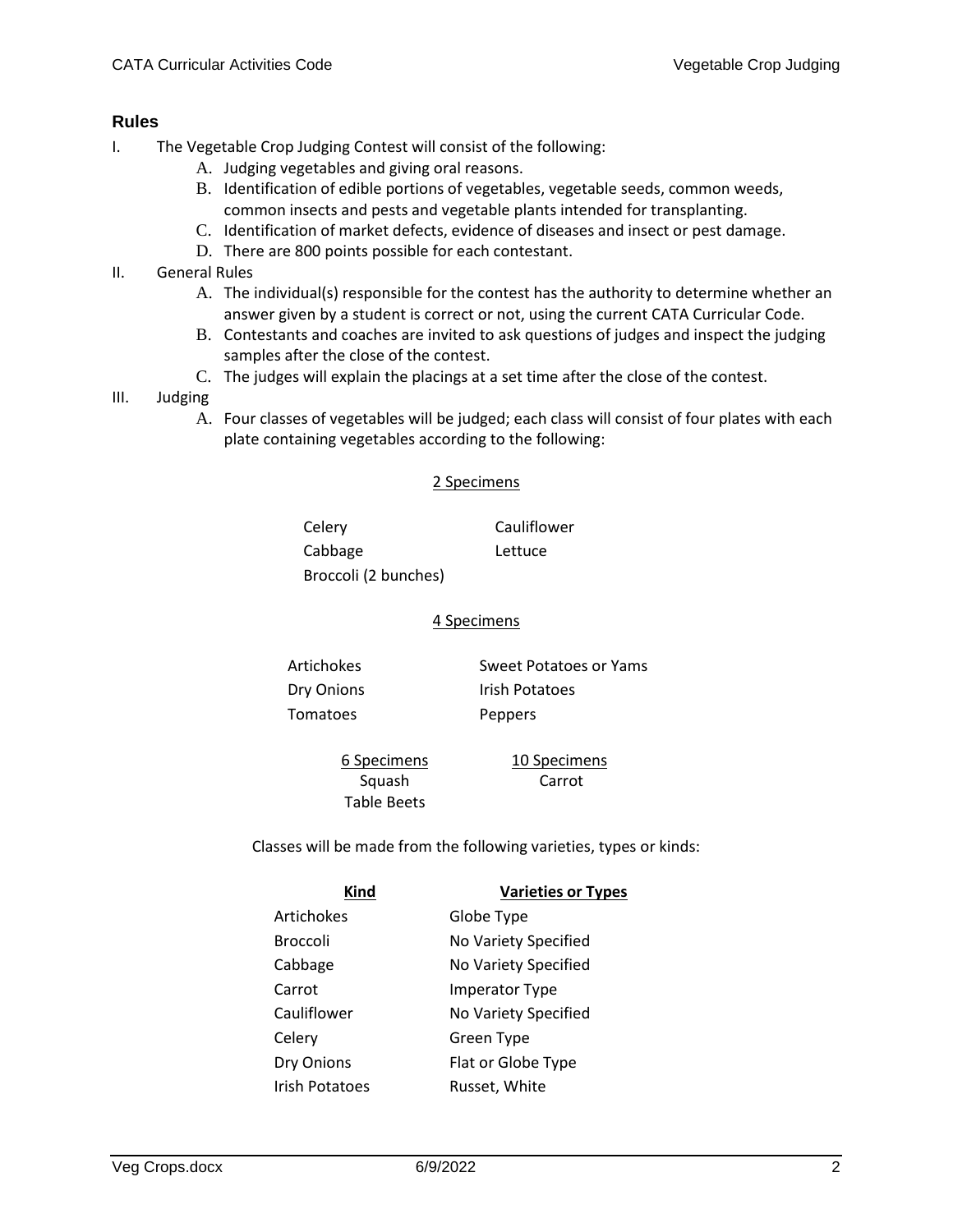## Rules

I. The Vegetable Crop Judging Contest will consist of the following:
   A. Judging vegetables and giving oral reasons.
   B. Identification of edible portions of vegetables, vegetable seeds, common weeds, common insects and pests and vegetable plants intended for transplanting.
   C. Identification of market defects, evidence of diseases and insect or pest damage.
   D. There are 800 points possible for each contestant.

II. General Rules
   A. The individual(s) responsible for the contest has the authority to determine whether an answer given by a student is correct or not, using the current CATA Curricular Code.
   B. Contestants and coaches are invited to ask questions of judges and inspect the judging samples after the close of the contest.
   C. The judges will explain the placings at a set time after the close of the contest.

III. Judging
   A. Four classes of vegetables will be judged; each class will consist of four plates with each plate containing vegetables according to the following:

**2 Specimens**

| | |
|---|---|
| Celery | Cauliflower |
| Cabbage | Lettuce |
| Broccoli (2 bunches) | |

**4 Specimens**

| | |
|---|---|
| Artichokes | Sweet Potatoes or Yams |
| Dry Onions | Irish Potatoes |
| Tomatoes | Peppers |

| 6 Specimens | 10 Specimens |
|---|---|
| Squash | Carrot |
| Table Beets | |

Classes will be made from the following varieties, types or kinds:

| Kind | Varieties or Types |
|---|---|
| Artichokes | Globe Type |
| Broccoli | No Variety Specified |
| Cabbage | No Variety Specified |
| Carrot | Imperator Type |
| Cauliflower | No Variety Specified |
| Celery | Green Type |
| Dry Onions | Flat or Globe Type |
| Irish Potatoes | Russet, White |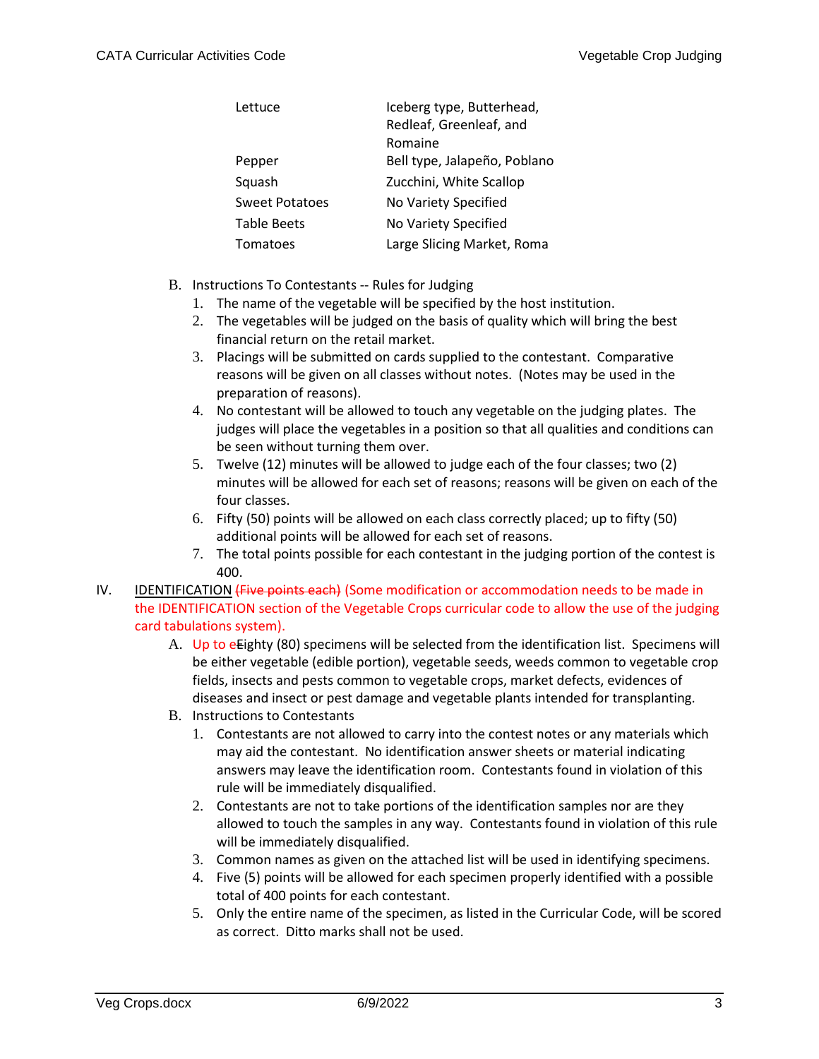| | |
|---|---|
| Lettuce | Iceberg type, Butterhead, Redleaf, Greenleaf, and Romaine |
| Pepper | Bell type, Jalapeño, Poblano |
| Squash | Zucchini, White Scallop |
| Sweet Potatoes | No Variety Specified |
| Table Beets | No Variety Specified |
| Tomatoes | Large Slicing Market, Roma |

B. Instructions To Contestants -- Rules for Judging

1. The name of the vegetable will be specified by the host institution.
2. The vegetables will be judged on the basis of quality which will bring the best financial return on the retail market.
3. Placings will be submitted on cards supplied to the contestant. Comparative reasons will be given on all classes without notes. (Notes may be used in the preparation of reasons).
4. No contestant will be allowed to touch any vegetable on the judging plates. The judges will place the vegetables in a position so that all qualities and conditions can be seen without turning them over.
5. Twelve (12) minutes will be allowed to judge each of the four classes; two (2) minutes will be allowed for each set of reasons; reasons will be given on each of the four classes.
6. Fifty (50) points will be allowed on each class correctly placed; up to fifty (50) additional points will be allowed for each set of reasons.
7. The total points possible for each contestant in the judging portion of the contest is 400.

IV. IDENTIFICATION ~~(Five points each)~~ (Some modification or accommodation needs to be made in the IDENTIFICATION section of the Vegetable Crops curricular code to allow the use of the judging card tabulations system).

A. Up to e~~E~~ighty (80) specimens will be selected from the identification list. Specimens will be either vegetable (edible portion), vegetable seeds, weeds common to vegetable crop fields, insects and pests common to vegetable crops, market defects, evidences of diseases and insect or pest damage and vegetable plants intended for transplanting.

B. Instructions to Contestants

1. Contestants are not allowed to carry into the contest notes or any materials which may aid the contestant. No identification answer sheets or material indicating answers may leave the identification room. Contestants found in violation of this rule will be immediately disqualified.
2. Contestants are not to take portions of the identification samples nor are they allowed to touch the samples in any way. Contestants found in violation of this rule will be immediately disqualified.
3. Common names as given on the attached list will be used in identifying specimens.
4. Five (5) points will be allowed for each specimen properly identified with a possible total of 400 points for each contestant.
5. Only the entire name of the specimen, as listed in the Curricular Code, will be scored as correct. Ditto marks shall not be used.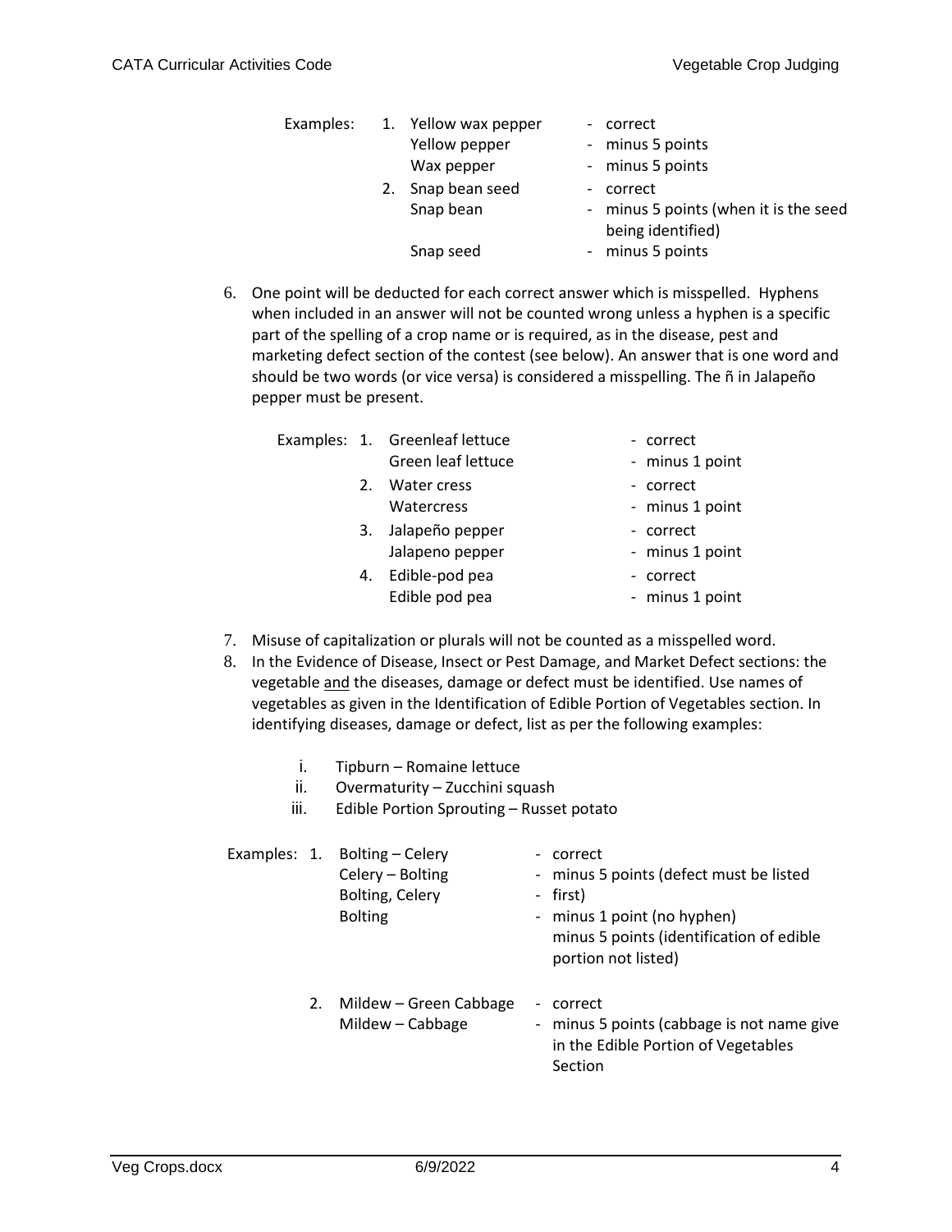Examples:

1. Yellow wax pepper - correct
   Yellow pepper - minus 5 points
   Wax pepper - minus 5 points
2. Snap bean seed - correct
   Snap bean - minus 5 points (when it is the seed being identified)
   Snap seed - minus 5 points

6. One point will be deducted for each correct answer which is misspelled. Hyphens when included in an answer will not be counted wrong unless a hyphen is a specific part of the spelling of a crop name or is required, as in the disease, pest and marketing defect section of the contest (see below). An answer that is one word and should be two words (or vice versa) is considered a misspelling. The ñ in Jalapeño pepper must be present.

Examples:

1. Greenleaf lettuce - correct
   Green leaf lettuce - minus 1 point
2. Water cress - correct
   Watercress - minus 1 point
3. Jalapeño pepper - correct
   Jalapeno pepper - minus 1 point
4. Edible-pod pea - correct
   Edible pod pea - minus 1 point

7. Misuse of capitalization or plurals will not be counted as a misspelled word.
8. In the Evidence of Disease, Insect or Pest Damage, and Market Defect sections: the vegetable <u>and</u> the diseases, damage or defect must be identified. Use names of vegetables as given in the Identification of Edible Portion of Vegetables section. In identifying diseases, damage or defect, list as per the following examples:

   i. Tipburn – Romaine lettuce
   ii. Overmaturity – Zucchini squash
   iii. Edible Portion Sprouting – Russet potato

Examples:

1. Bolting – Celery - correct
   Celery – Bolting - minus 5 points (defect must be listed first)
   Bolting, Celery - minus 1 point (no hyphen)
   Bolting - minus 5 points (identification of edible portion not listed)
2. Mildew – Green Cabbage - correct
   Mildew – Cabbage - minus 5 points (cabbage is not name give in the Edible Portion of Vegetables Section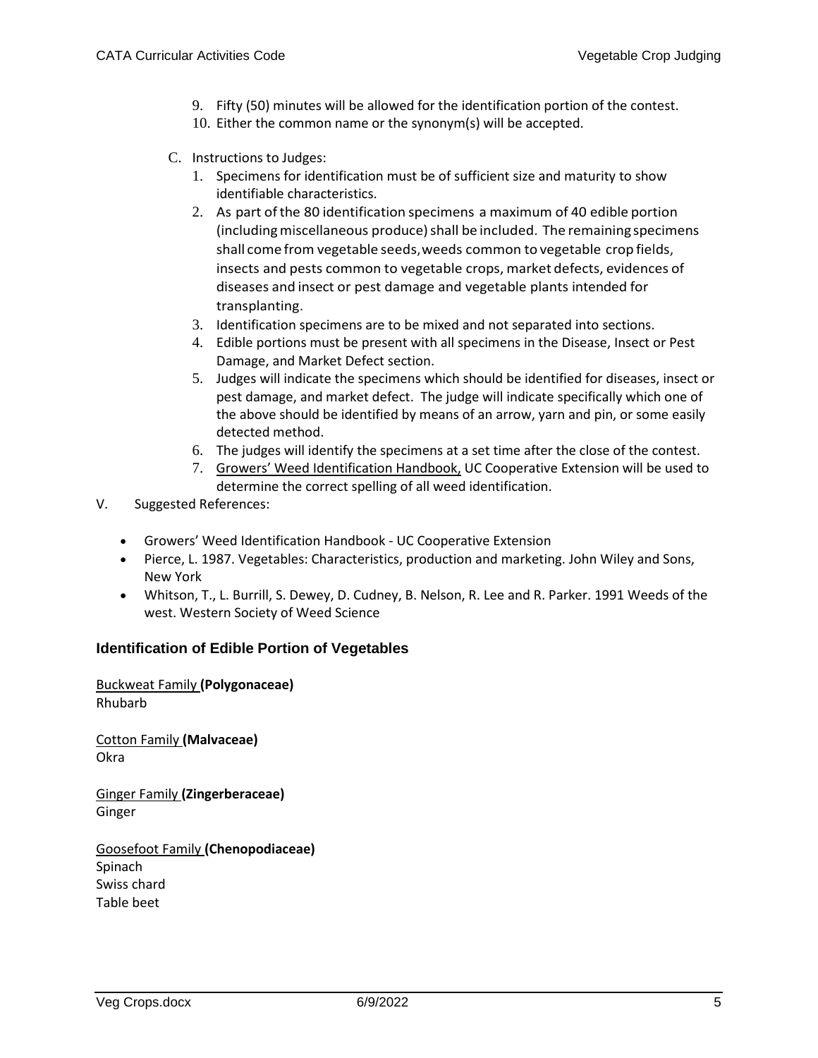9. Fifty (50) minutes will be allowed for the identification portion of the contest.
10. Either the common name or the synonym(s) will be accepted.

C. Instructions to Judges:

1. Specimens for identification must be of sufficient size and maturity to show identifiable characteristics.
2. As part of the 80 identification specimens a maximum of 40 edible portion (including miscellaneous produce) shall be included. The remaining specimens shall come from vegetable seeds, weeds common to vegetable crop fields, insects and pests common to vegetable crops, market defects, evidences of diseases and insect or pest damage and vegetable plants intended for transplanting.
3. Identification specimens are to be mixed and not separated into sections.
4. Edible portions must be present with all specimens in the Disease, Insect or Pest Damage, and Market Defect section.
5. Judges will indicate the specimens which should be identified for diseases, insect or pest damage, and market defect. The judge will indicate specifically which one of the above should be identified by means of an arrow, yarn and pin, or some easily detected method.
6. The judges will identify the specimens at a set time after the close of the contest.
7. Growers' Weed Identification Handbook, UC Cooperative Extension will be used to determine the correct spelling of all weed identification.

V. Suggested References:

- Growers' Weed Identification Handbook - UC Cooperative Extension
- Pierce, L. 1987. Vegetables: Characteristics, production and marketing. John Wiley and Sons, New York
- Whitson, T., L. Burrill, S. Dewey, D. Cudney, B. Nelson, R. Lee and R. Parker. 1991 Weeds of the west. Western Society of Weed Science

## Identification of Edible Portion of Vegetables

Buckweat Family **(Polygonaceae)**
Rhubarb

Cotton Family **(Malvaceae)**
Okra

Ginger Family **(Zingerberaceae)**
Ginger

Goosefoot Family **(Chenopodiaceae)**
Spinach
Swiss chard
Table beet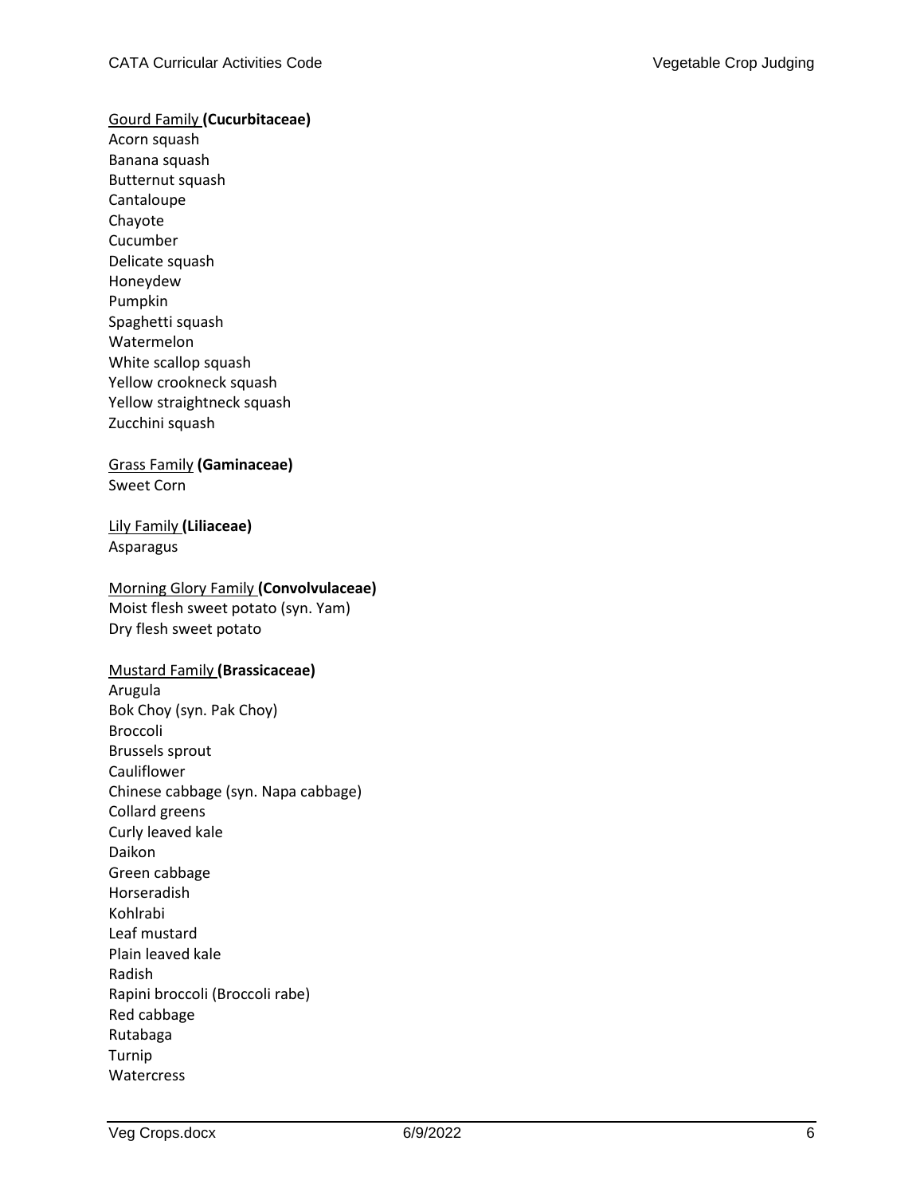Gourd Family **(Cucurbitaceae)**
Acorn squash
Banana squash
Butternut squash
Cantaloupe
Chayote
Cucumber
Delicate squash
Honeydew
Pumpkin
Spaghetti squash
Watermelon
White scallop squash
Yellow crookneck squash
Yellow straightneck squash
Zucchini squash

Grass Family **(Gaminaceae)**
Sweet Corn

Lily Family **(Liliaceae)**
Asparagus

Morning Glory Family **(Convolvulaceae)**
Moist flesh sweet potato (syn. Yam)
Dry flesh sweet potato

Mustard Family **(Brassicaceae)**
Arugula
Bok Choy (syn. Pak Choy)
Broccoli
Brussels sprout
Cauliflower
Chinese cabbage (syn. Napa cabbage)
Collard greens
Curly leaved kale
Daikon
Green cabbage
Horseradish
Kohlrabi
Leaf mustard
Plain leaved kale
Radish
Rapini broccoli (Broccoli rabe)
Red cabbage
Rutabaga
Turnip
Watercress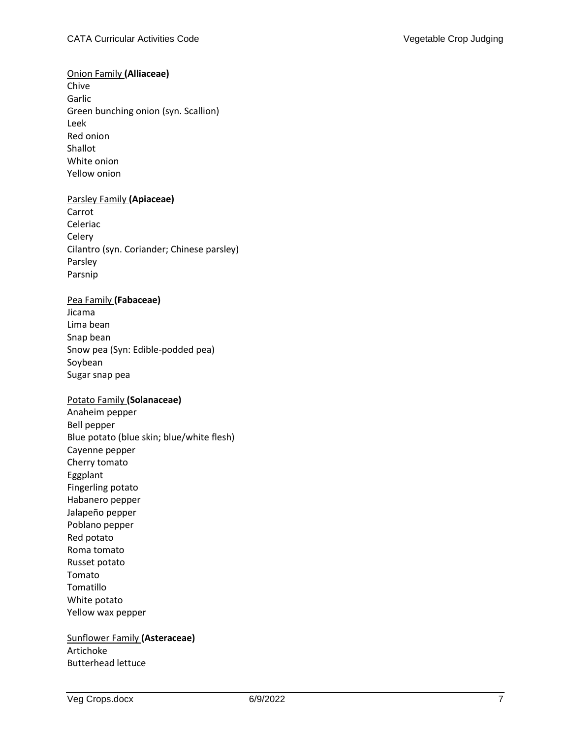<u>Onion Family</u> **(Alliaceae)**
Chive
Garlic
Green bunching onion (syn. Scallion)
Leek
Red onion
Shallot
White onion
Yellow onion

<u>Parsley Family</u> **(Apiaceae)**
Carrot
Celeriac
Celery
Cilantro (syn. Coriander; Chinese parsley)
Parsley
Parsnip

<u>Pea Family</u> **(Fabaceae)**
Jicama
Lima bean
Snap bean
Snow pea (Syn: Edible-podded pea)
Soybean
Sugar snap pea

<u>Potato Family</u> **(Solanaceae)**
Anaheim pepper
Bell pepper
Blue potato (blue skin; blue/white flesh)
Cayenne pepper
Cherry tomato
Eggplant
Fingerling potato
Habanero pepper
Jalapeño pepper
Poblano pepper
Red potato
Roma tomato
Russet potato
Tomato
Tomatillo
White potato
Yellow wax pepper

<u>Sunflower Family</u> **(Asteraceae)**
Artichoke
Butterhead lettuce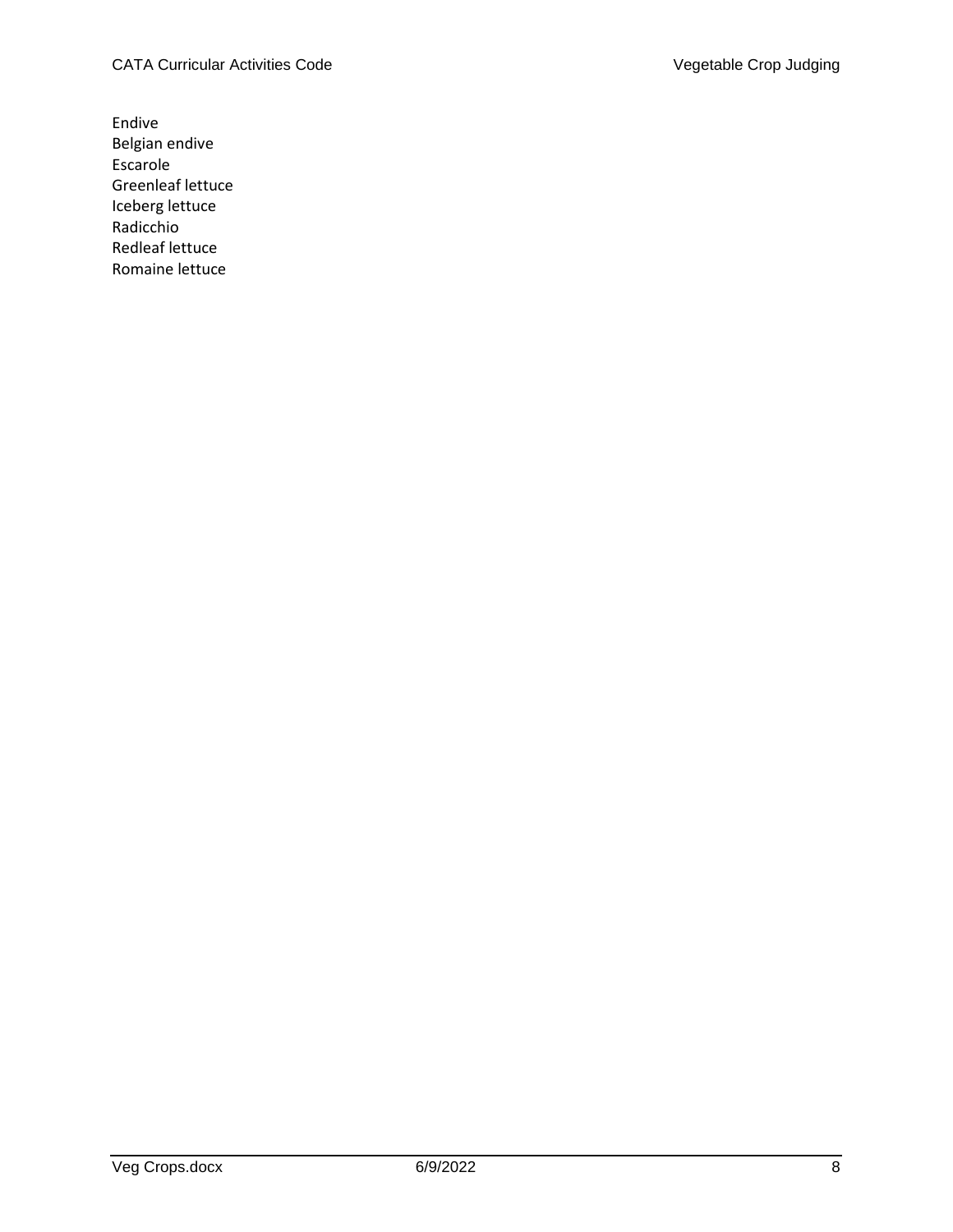Endive
Belgian endive
Escarole
Greenleaf lettuce
Iceberg lettuce
Radicchio
Redleaf lettuce
Romaine lettuce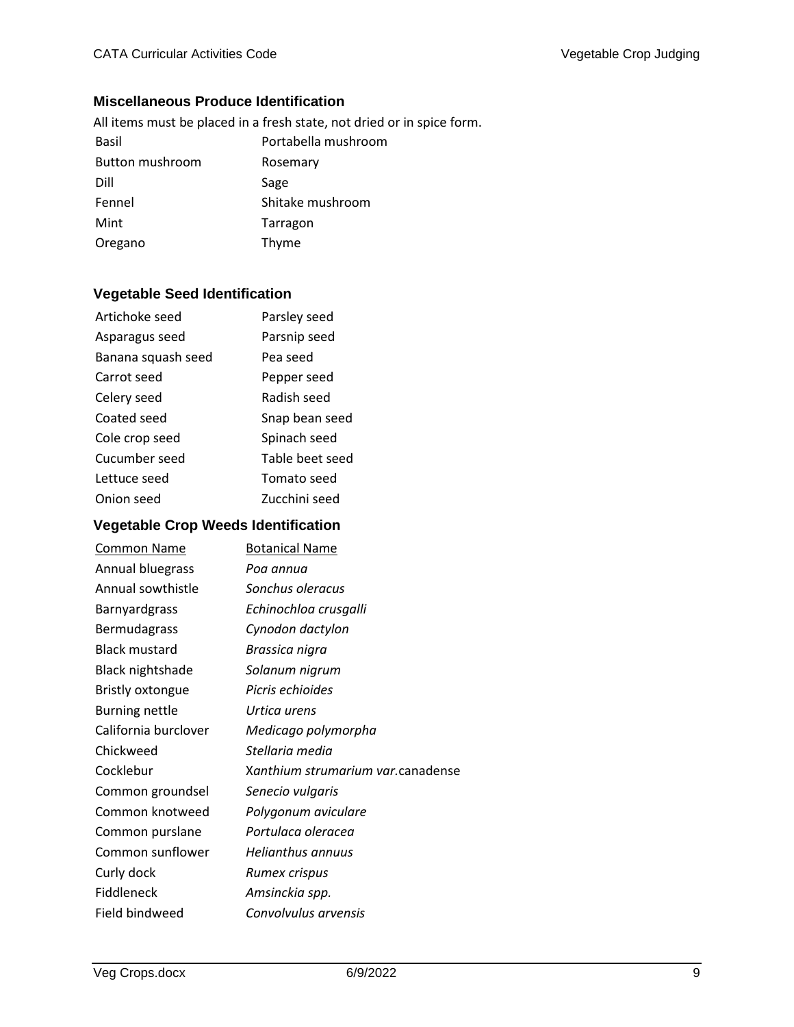### Miscellaneous Produce Identification

All items must be placed in a fresh state, not dried or in spice form.

| | |
|---|---|
| Basil | Portabella mushroom |
| Button mushroom | Rosemary |
| Dill | Sage |
| Fennel | Shitake mushroom |
| Mint | Tarragon |
| Oregano | Thyme |

### Vegetable Seed Identification

| | |
|---|---|
| Artichoke seed | Parsley seed |
| Asparagus seed | Parsnip seed |
| Banana squash seed | Pea seed |
| Carrot seed | Pepper seed |
| Celery seed | Radish seed |
| Coated seed | Snap bean seed |
| Cole crop seed | Spinach seed |
| Cucumber seed | Table beet seed |
| Lettuce seed | Tomato seed |
| Onion seed | Zucchini seed |

### Vegetable Crop Weeds Identification

| Common Name | Botanical Name |
|---|---|
| Annual bluegrass | *Poa annua* |
| Annual sowthistle | *Sonchus oleracus* |
| Barnyardgrass | *Echinochloa crusgalli* |
| Bermudagrass | *Cynodon dactylon* |
| Black mustard | *Brassica nigra* |
| Black nightshade | *Solanum nigrum* |
| Bristly oxtongue | *Picris echioides* |
| Burning nettle | *Urtica urens* |
| California burclover | *Medicago polymorpha* |
| Chickweed | *Stellaria media* |
| Cocklebur | *Xanthium strumarium var.*canadense |
| Common groundsel | *Senecio vulgaris* |
| Common knotweed | *Polygonum aviculare* |
| Common purslane | *Portulaca oleracea* |
| Common sunflower | *Helianthus annuus* |
| Curly dock | *Rumex crispus* |
| Fiddleneck | *Amsinckia spp.* |
| Field bindweed | *Convolvulus arvensis* |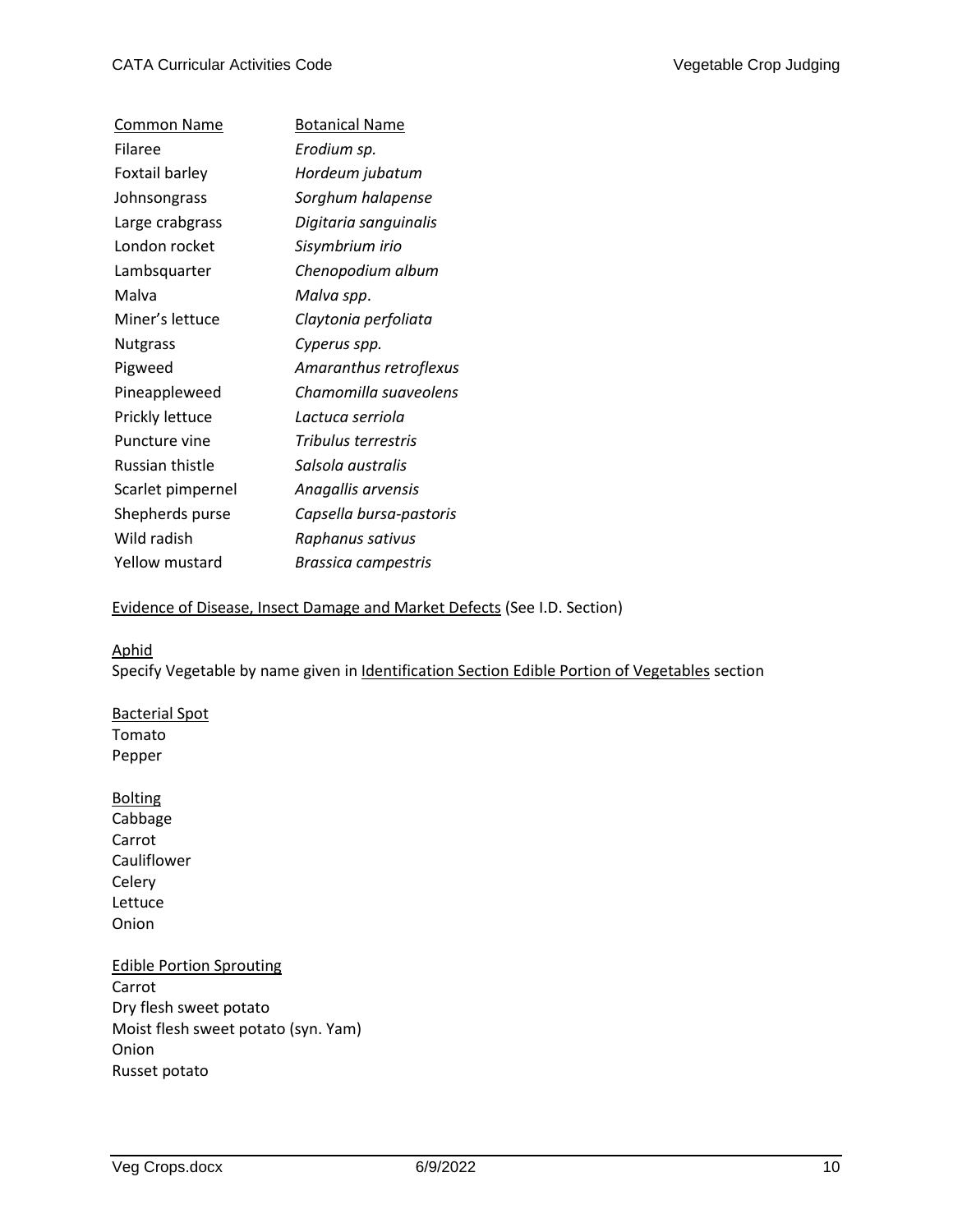| Common Name | Botanical Name |
|---|---|
| Filaree | *Erodium sp.* |
| Foxtail barley | *Hordeum jubatum* |
| Johnsongrass | *Sorghum halapense* |
| Large crabgrass | *Digitaria sanguinalis* |
| London rocket | *Sisymbrium irio* |
| Lambsquarter | *Chenopodium album* |
| Malva | *Malva spp*. |
| Miner's lettuce | *Claytonia perfoliata* |
| Nutgrass | *Cyperus spp.* |
| Pigweed | *Amaranthus retroflexus* |
| Pineappleweed | *Chamomilla suaveolens* |
| Prickly lettuce | *Lactuca serriola* |
| Puncture vine | *Tribulus terrestris* |
| Russian thistle | *Salsola australis* |
| Scarlet pimpernel | *Anagallis arvensis* |
| Shepherds purse | *Capsella bursa-pastoris* |
| Wild radish | *Raphanus sativus* |
| Yellow mustard | *Brassica campestris* |

Evidence of Disease, Insect Damage and Market Defects (See I.D. Section)

Aphid

Specify Vegetable by name given in Identification Section Edible Portion of Vegetables section

Bacterial Spot

Tomato
Pepper

Bolting

Cabbage
Carrot
Cauliflower
Celery
Lettuce
Onion

Edible Portion Sprouting

Carrot
Dry flesh sweet potato
Moist flesh sweet potato (syn. Yam)
Onion
Russet potato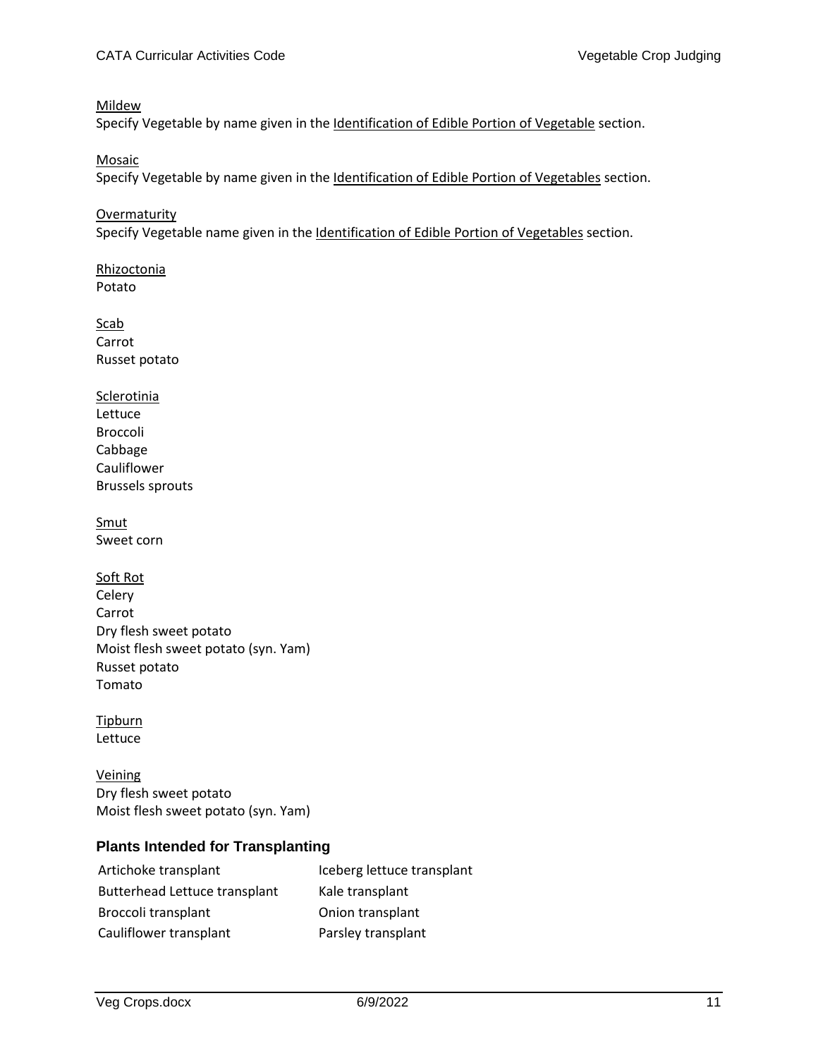Mildew

Specify Vegetable by name given in the Identification of Edible Portion of Vegetable section.

Mosaic

Specify Vegetable by name given in the Identification of Edible Portion of Vegetables section.

Overmaturity

Specify Vegetable name given in the Identification of Edible Portion of Vegetables section.

Rhizoctonia

Potato

Scab

Carrot
Russet potato

Sclerotinia

Lettuce
Broccoli
Cabbage
Cauliflower
Brussels sprouts

Smut

Sweet corn

Soft Rot

Celery
Carrot
Dry flesh sweet potato
Moist flesh sweet potato (syn. Yam)
Russet potato
Tomato

Tipburn

Lettuce

Veining

Dry flesh sweet potato
Moist flesh sweet potato (syn. Yam)

### Plants Intended for Transplanting

| | |
|---|---|
| Artichoke transplant | Iceberg lettuce transplant |
| Butterhead Lettuce transplant | Kale transplant |
| Broccoli transplant | Onion transplant |
| Cauliflower transplant | Parsley transplant |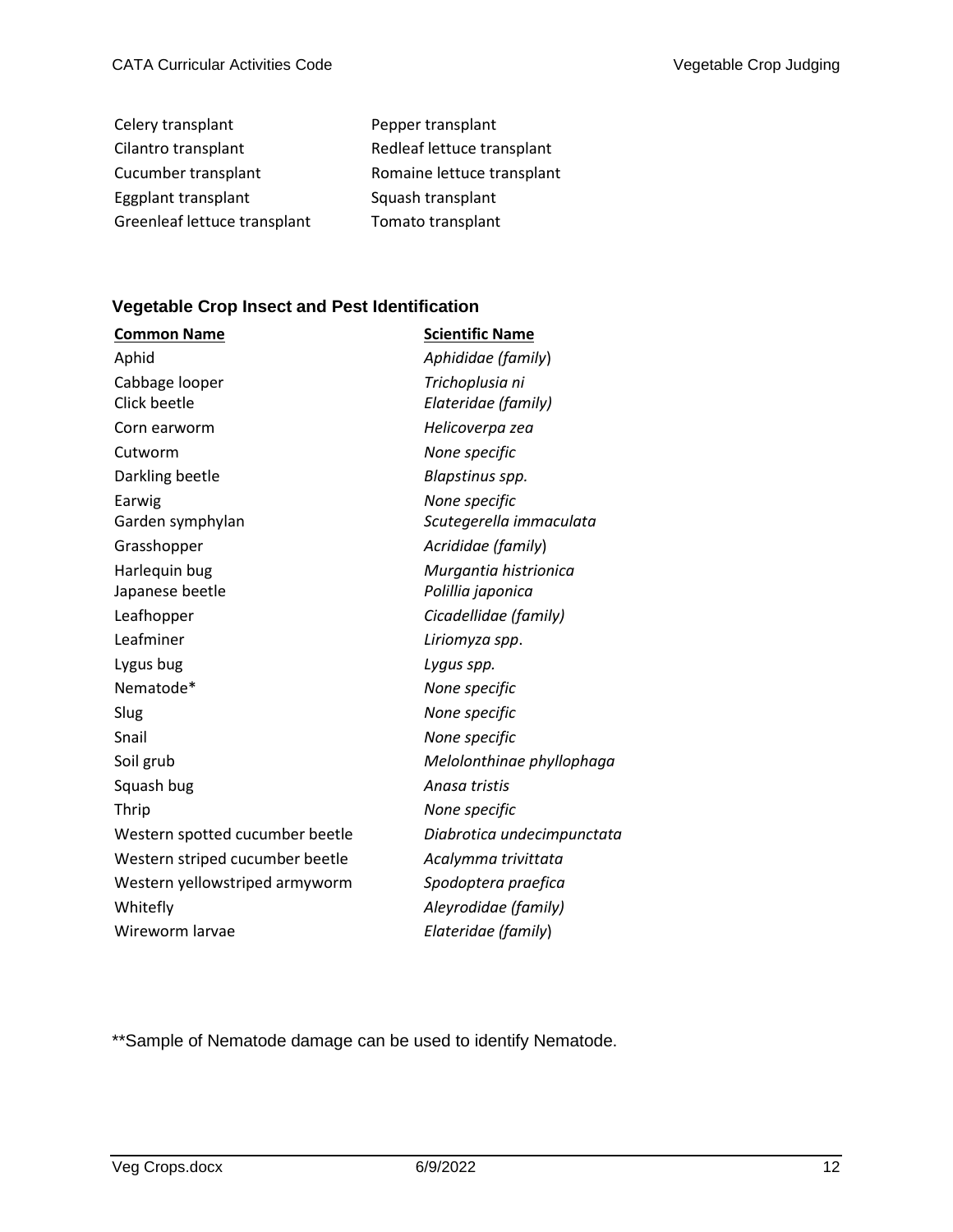| | |
|---|---|
| Celery transplant | Pepper transplant |
| Cilantro transplant | Redleaf lettuce transplant |
| Cucumber transplant | Romaine lettuce transplant |
| Eggplant transplant | Squash transplant |
| Greenleaf lettuce transplant | Tomato transplant |

### Vegetable Crop Insect and Pest Identification

| **Common Name** | **Scientific Name** |
|---|---|
| Aphid | *Aphididae (family)* |
| Cabbage looper | *Trichoplusia ni* |
| Click beetle | *Elateridae (family)* |
| Corn earworm | *Helicoverpa zea* |
| Cutworm | *None specific* |
| Darkling beetle | *Blapstinus spp.* |
| Earwig | *None specific* |
| Garden symphylan | *Scutegerella immaculata* |
| Grasshopper | *Acrididae (family)* |
| Harlequin bug | *Murgantia histrionica* |
| Japanese beetle | *Polillia japonica* |
| Leafhopper | *Cicadellidae (family)* |
| Leafminer | *Liriomyza spp.* |
| Lygus bug | *Lygus spp.* |
| Nematode* | *None specific* |
| Slug | *None specific* |
| Snail | *None specific* |
| Soil grub | *Melolonthinae phyllophaga* |
| Squash bug | *Anasa tristis* |
| Thrip | *None specific* |
| Western spotted cucumber beetle | *Diabrotica undecimpunctata* |
| Western striped cucumber beetle | *Acalymma trivittata* |
| Western yellowstriped armyworm | *Spodoptera praefica* |
| Whitefly | *Aleyrodidae (family)* |
| Wireworm larvae | *Elateridae (family)* |

**Sample of Nematode damage can be used to identify Nematode.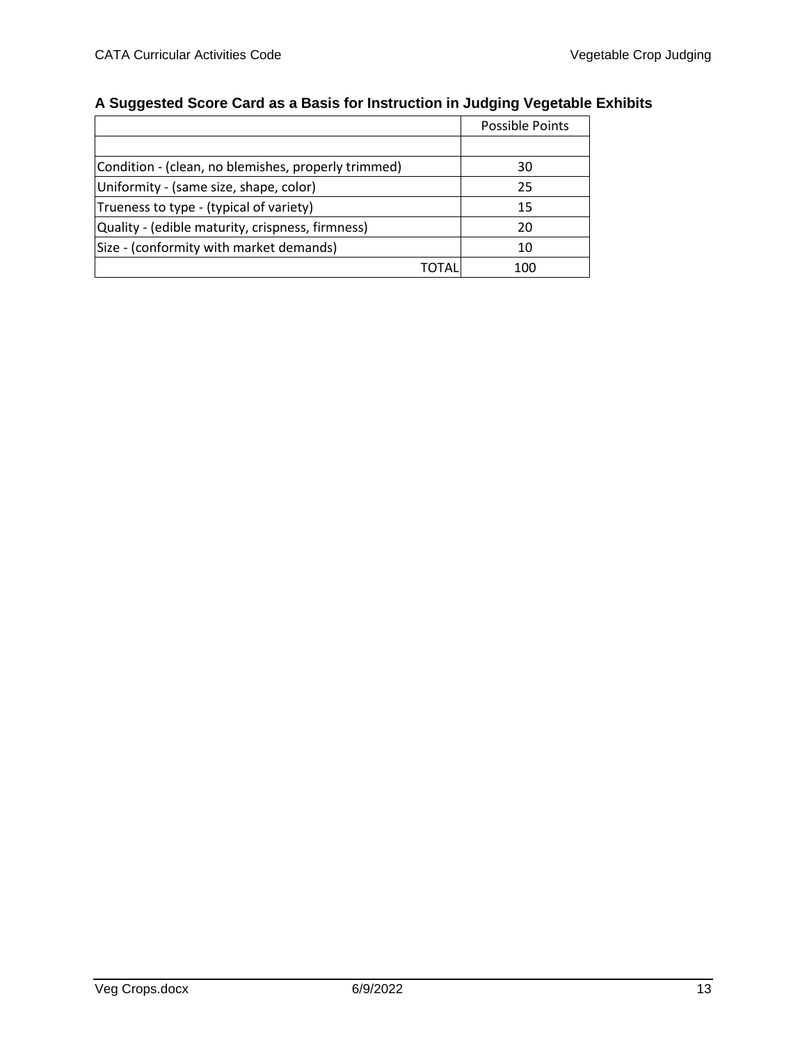**A Suggested Score Card as a Basis for Instruction in Judging Vegetable Exhibits**

| | Possible Points |
|---|---|
| | |
| Condition - (clean, no blemishes, properly trimmed) | 30 |
| Uniformity - (same size, shape, color) | 25 |
| Trueness to type - (typical of variety) | 15 |
| Quality - (edible maturity, crispness, firmness) | 20 |
| Size - (conformity with market demands) | 10 |
| TOTAL | 100 |